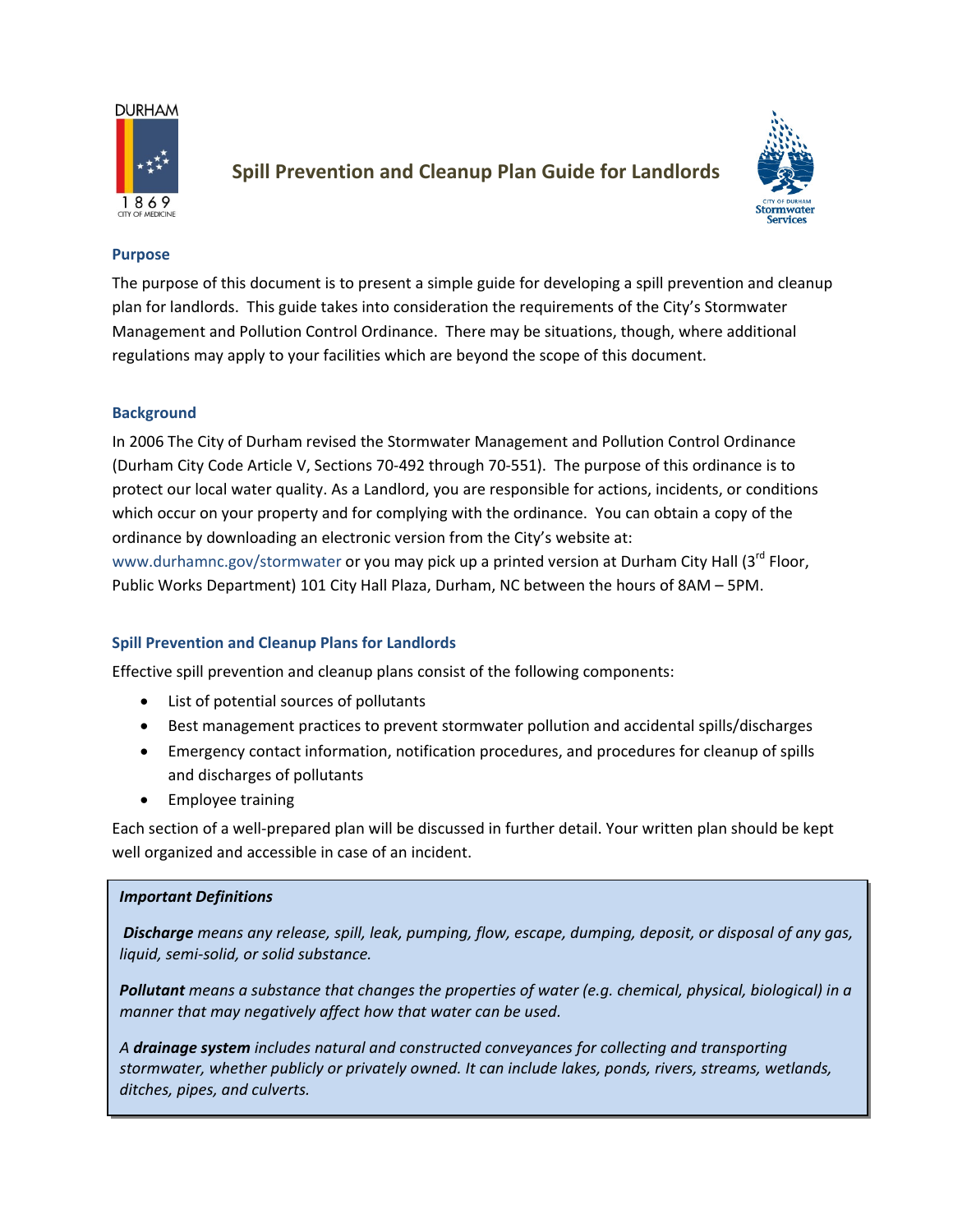# Spill Prevention and Cleanup Plan Guide for Landlords

## Purpose

The purpose of this document is to present a simple guide for developing a spill prevention and cleanup plan for landlords. This guide takes into consideration the requirements of the City's Stormwater Management and Pollution Control Ordinance. There may be situations, though, where additional regulations may apply to your facilities which are beyond the scope of this document.

## Background

In 2006 The City of Durham revised the Stormwater Management and Pollution Control Ordinance (Durham City Code Article V, Sections 70-492 through 70-551). The purpose of this ordinance is to protect our local water quality. As a Landlord, you are responsible for actions, incidents, or conditions which occur on your property and for complying with the ordinance. You can obtain a copy of the ordinance by downloading an electronic version from the City's website at: www.durhamnc.gov/stormwater or you may pick up a printed version at Durham City Hall (3rd Floor, Public Works Department) 101 City Hall Plaza, Durham, NC between the hours of 8AM – 5PM.

## Spill Prevention and Cleanup Plans for Landlords

Effective spill prevention and cleanup plans consist of the following components:

- List of potential sources of pollutants
- Best management practices to prevent stormwater pollution and accidental spills/discharges
- Emergency contact information, notification procedures, and procedures for cleanup of spills and discharges of pollutants
- Employee training

Each section of a well-prepared plan will be discussed in further detail. Your written plan should be kept well organized and accessible in case of an incident.

***Important Definitions***

***Discharge*** *means any release, spill, leak, pumping, flow, escape, dumping, deposit, or disposal of any gas, liquid, semi-solid, or solid substance.*

***Pollutant*** *means a substance that changes the properties of water (e.g. chemical, physical, biological) in a manner that may negatively affect how that water can be used.*

*A* ***drainage system*** *includes natural and constructed conveyances for collecting and transporting stormwater, whether publicly or privately owned. It can include lakes, ponds, rivers, streams, wetlands, ditches, pipes, and culverts.*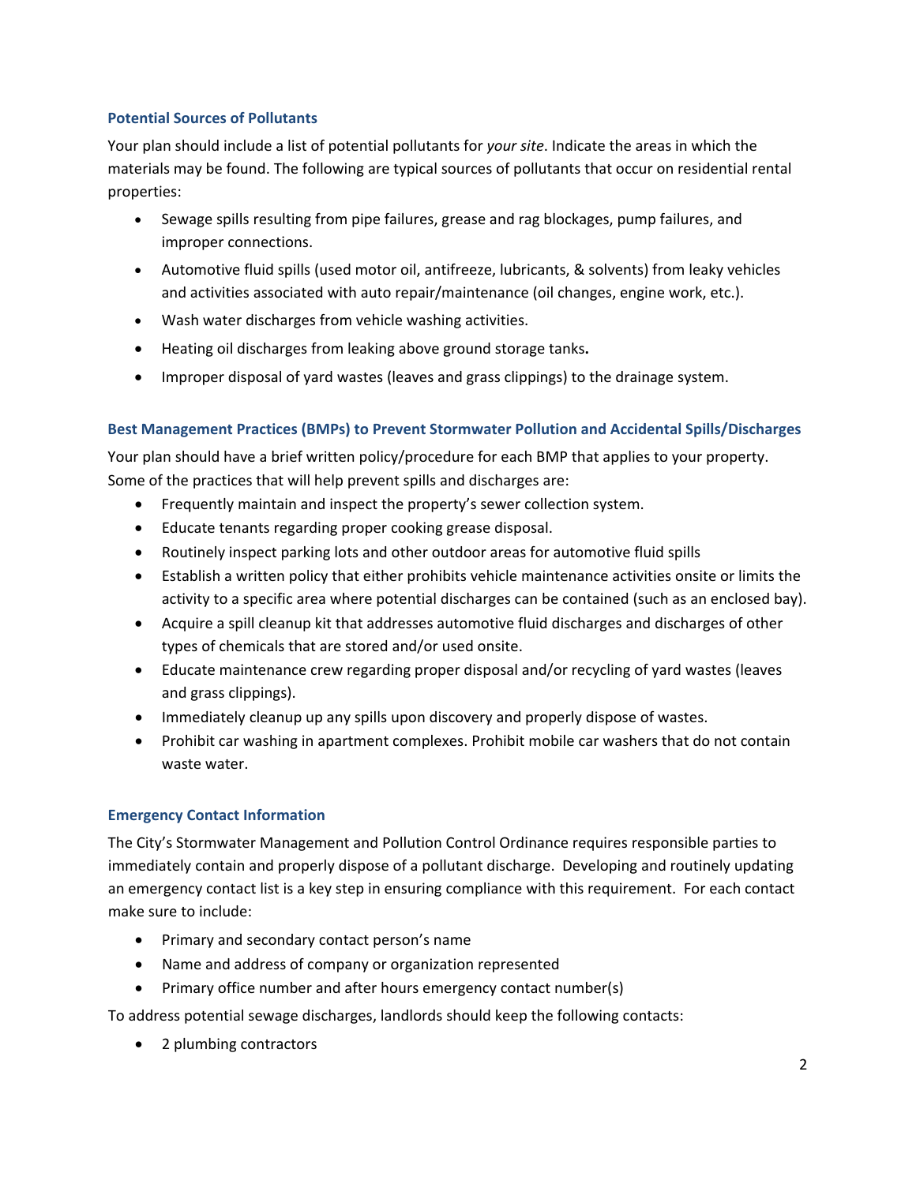### Potential Sources of Pollutants

Your plan should include a list of potential pollutants for *your site*. Indicate the areas in which the materials may be found. The following are typical sources of pollutants that occur on residential rental properties:

- Sewage spills resulting from pipe failures, grease and rag blockages, pump failures, and improper connections.
- Automotive fluid spills (used motor oil, antifreeze, lubricants, & solvents) from leaky vehicles and activities associated with auto repair/maintenance (oil changes, engine work, etc.).
- Wash water discharges from vehicle washing activities.
- Heating oil discharges from leaking above ground storage tanks.
- Improper disposal of yard wastes (leaves and grass clippings) to the drainage system.

### Best Management Practices (BMPs) to Prevent Stormwater Pollution and Accidental Spills/Discharges

Your plan should have a brief written policy/procedure for each BMP that applies to your property. Some of the practices that will help prevent spills and discharges are:

- Frequently maintain and inspect the property's sewer collection system.
- Educate tenants regarding proper cooking grease disposal.
- Routinely inspect parking lots and other outdoor areas for automotive fluid spills
- Establish a written policy that either prohibits vehicle maintenance activities onsite or limits the activity to a specific area where potential discharges can be contained (such as an enclosed bay).
- Acquire a spill cleanup kit that addresses automotive fluid discharges and discharges of other types of chemicals that are stored and/or used onsite.
- Educate maintenance crew regarding proper disposal and/or recycling of yard wastes (leaves and grass clippings).
- Immediately cleanup up any spills upon discovery and properly dispose of wastes.
- Prohibit car washing in apartment complexes. Prohibit mobile car washers that do not contain waste water.

### Emergency Contact Information

The City's Stormwater Management and Pollution Control Ordinance requires responsible parties to immediately contain and properly dispose of a pollutant discharge. Developing and routinely updating an emergency contact list is a key step in ensuring compliance with this requirement. For each contact make sure to include:

- Primary and secondary contact person's name
- Name and address of company or organization represented
- Primary office number and after hours emergency contact number(s)

To address potential sewage discharges, landlords should keep the following contacts:

- 2 plumbing contractors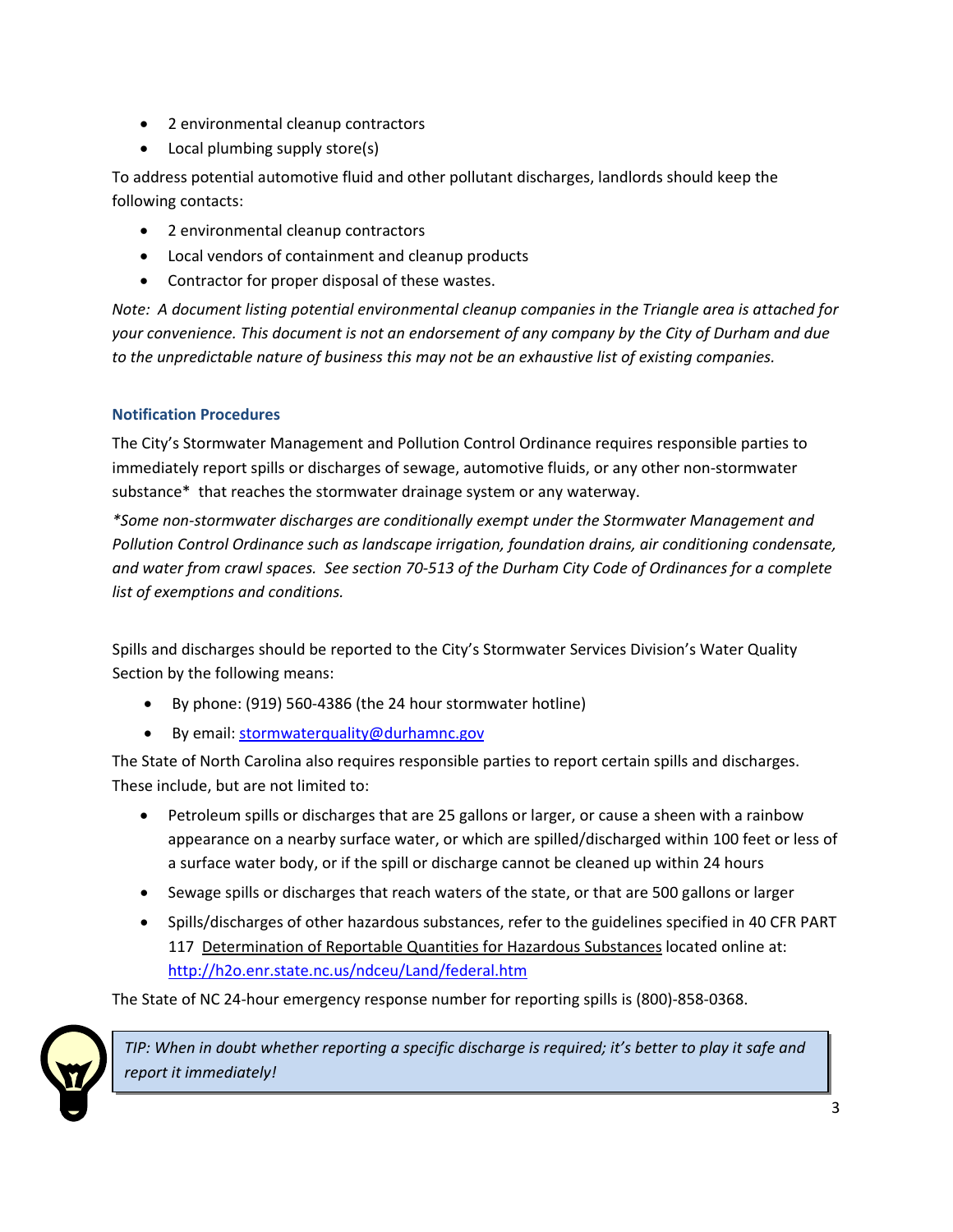- 2 environmental cleanup contractors
- Local plumbing supply store(s)

To address potential automotive fluid and other pollutant discharges, landlords should keep the following contacts:

- 2 environmental cleanup contractors
- Local vendors of containment and cleanup products
- Contractor for proper disposal of these wastes.

*Note: A document listing potential environmental cleanup companies in the Triangle area is attached for your convenience. This document is not an endorsement of any company by the City of Durham and due to the unpredictable nature of business this may not be an exhaustive list of existing companies.*

### Notification Procedures

The City's Stormwater Management and Pollution Control Ordinance requires responsible parties to immediately report spills or discharges of sewage, automotive fluids, or any other non-stormwater substance* that reaches the stormwater drainage system or any waterway.

*\*Some non-stormwater discharges are conditionally exempt under the Stormwater Management and Pollution Control Ordinance such as landscape irrigation, foundation drains, air conditioning condensate, and water from crawl spaces. See section 70-513 of the Durham City Code of Ordinances for a complete list of exemptions and conditions.*

Spills and discharges should be reported to the City's Stormwater Services Division's Water Quality Section by the following means:

- By phone: (919) 560-4386 (the 24 hour stormwater hotline)
- By email: stormwaterquality@durhamnc.gov

The State of North Carolina also requires responsible parties to report certain spills and discharges. These include, but are not limited to:

- Petroleum spills or discharges that are 25 gallons or larger, or cause a sheen with a rainbow appearance on a nearby surface water, or which are spilled/discharged within 100 feet or less of a surface water body, or if the spill or discharge cannot be cleaned up within 24 hours
- Sewage spills or discharges that reach waters of the state, or that are 500 gallons or larger
- Spills/discharges of other hazardous substances, refer to the guidelines specified in 40 CFR PART 117 Determination of Reportable Quantities for Hazardous Substances located online at: http://h2o.enr.state.nc.us/ndceu/Land/federal.htm

The State of NC 24-hour emergency response number for reporting spills is (800)-858-0368.

*TIP: When in doubt whether reporting a specific discharge is required; it's better to play it safe and report it immediately!*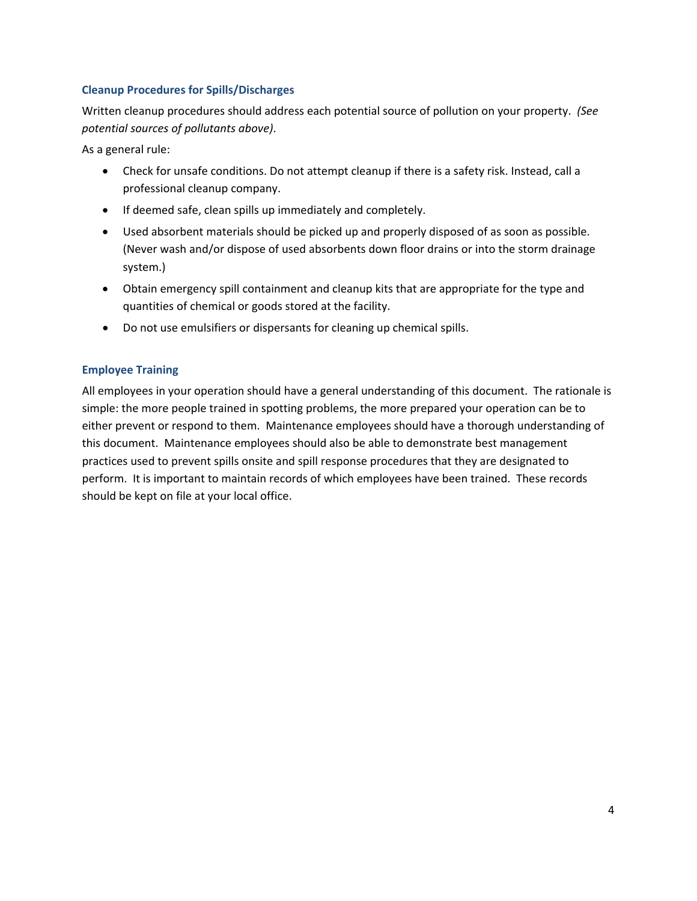### Cleanup Procedures for Spills/Discharges

Written cleanup procedures should address each potential source of pollution on your property. *(See potential sources of pollutants above)*.

As a general rule:

- Check for unsafe conditions. Do not attempt cleanup if there is a safety risk. Instead, call a professional cleanup company.
- If deemed safe, clean spills up immediately and completely.
- Used absorbent materials should be picked up and properly disposed of as soon as possible. (Never wash and/or dispose of used absorbents down floor drains or into the storm drainage system.)
- Obtain emergency spill containment and cleanup kits that are appropriate for the type and quantities of chemical or goods stored at the facility.
- Do not use emulsifiers or dispersants for cleaning up chemical spills.

### Employee Training

All employees in your operation should have a general understanding of this document. The rationale is simple: the more people trained in spotting problems, the more prepared your operation can be to either prevent or respond to them. Maintenance employees should have a thorough understanding of this document. Maintenance employees should also be able to demonstrate best management practices used to prevent spills onsite and spill response procedures that they are designated to perform. It is important to maintain records of which employees have been trained. These records should be kept on file at your local office.